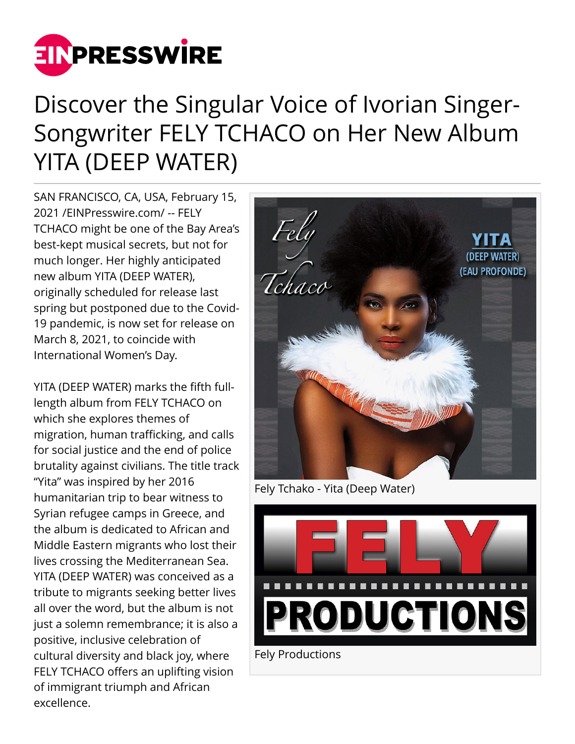# Discover the Singular Voice of Ivorian Singer-Songwriter FELY TCHACO on Her New Album YITA (DEEP WATER)

SAN FRANCISCO, CA, USA, February 15, 2021 /EINPresswire.com/ -- FELY TCHACO might be one of the Bay Area's best-kept musical secrets, but not for much longer. Her highly anticipated new album YITA (DEEP WATER), originally scheduled for release last spring but postponed due to the Covid-19 pandemic, is now set for release on March 8, 2021, to coincide with International Women's Day.

YITA (DEEP WATER) marks the fifth full-length album from FELY TCHACO on which she explores themes of migration, human trafficking, and calls for social justice and the end of police brutality against civilians. The title track "Yita" was inspired by her 2016 humanitarian trip to bear witness to Syrian refugee camps in Greece, and the album is dedicated to African and Middle Eastern migrants who lost their lives crossing the Mediterranean Sea. YITA (DEEP WATER) was conceived as a tribute to migrants seeking better lives all over the word, but the album is not just a solemn remembrance; it is also a positive, inclusive celebration of cultural diversity and black joy, where FELY TCHACO offers an uplifting vision of immigrant triumph and African excellence.

Fely Tchako - Yita (Deep Water)

Fely Productions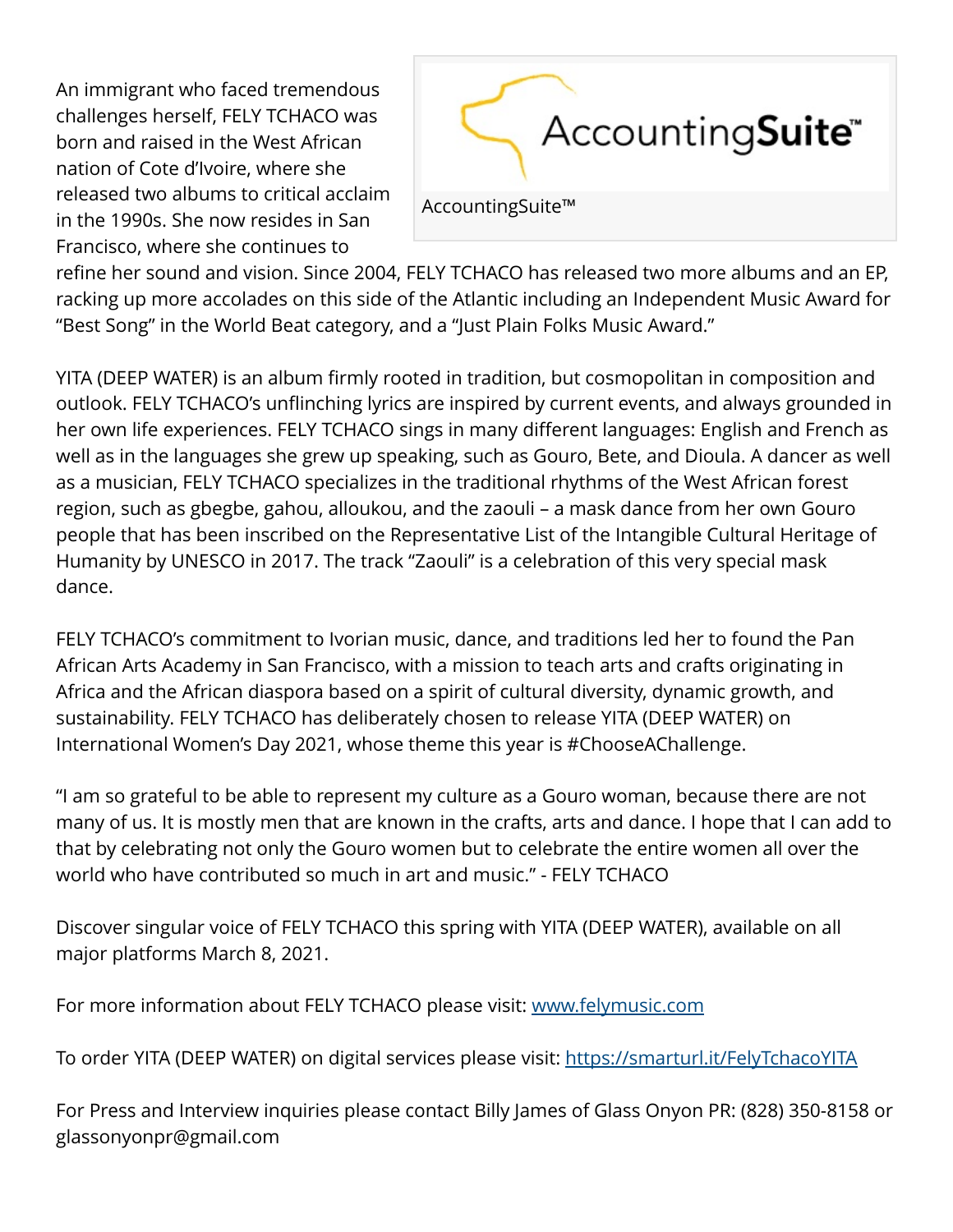An immigrant who faced tremendous challenges herself, FELY TCHACO was born and raised in the West African nation of Cote d'Ivoire, where she released two albums to critical acclaim in the 1990s. She now resides in San Francisco, where she continues to refine her sound and vision. Since 2004, FELY TCHACO has released two more albums and an EP, racking up more accolades on this side of the Atlantic including an Independent Music Award for "Best Song" in the World Beat category, and a "Just Plain Folks Music Award."

AccountingSuite™

YITA (DEEP WATER) is an album firmly rooted in tradition, but cosmopolitan in composition and outlook. FELY TCHACO's unflinching lyrics are inspired by current events, and always grounded in her own life experiences. FELY TCHACO sings in many different languages: English and French as well as in the languages she grew up speaking, such as Gouro, Bete, and Dioula. A dancer as well as a musician, FELY TCHACO specializes in the traditional rhythms of the West African forest region, such as gbegbe, gahou, alloukou, and the zaouli – a mask dance from her own Gouro people that has been inscribed on the Representative List of the Intangible Cultural Heritage of Humanity by UNESCO in 2017. The track "Zaouli" is a celebration of this very special mask dance.

FELY TCHACO's commitment to Ivorian music, dance, and traditions led her to found the Pan African Arts Academy in San Francisco, with a mission to teach arts and crafts originating in Africa and the African diaspora based on a spirit of cultural diversity, dynamic growth, and sustainability. FELY TCHACO has deliberately chosen to release YITA (DEEP WATER) on International Women's Day 2021, whose theme this year is #ChooseAChallenge.

"I am so grateful to be able to represent my culture as a Gouro woman, because there are not many of us. It is mostly men that are known in the crafts, arts and dance. I hope that I can add to that by celebrating not only the Gouro women but to celebrate the entire women all over the world who have contributed so much in art and music." - FELY TCHACO

Discover singular voice of FELY TCHACO this spring with YITA (DEEP WATER), available on all major platforms March 8, 2021.

For more information about FELY TCHACO please visit: [www.felymusic.com](http://www.felymusic.com)

To order YITA (DEEP WATER) on digital services please visit: [https://smarturl.it/FelyTchacoYITA](https://smarturl.it/FelyTchacoYITA)

For Press and Interview inquiries please contact Billy James of Glass Onyon PR: (828) 350-8158 or glassonyonpr@gmail.com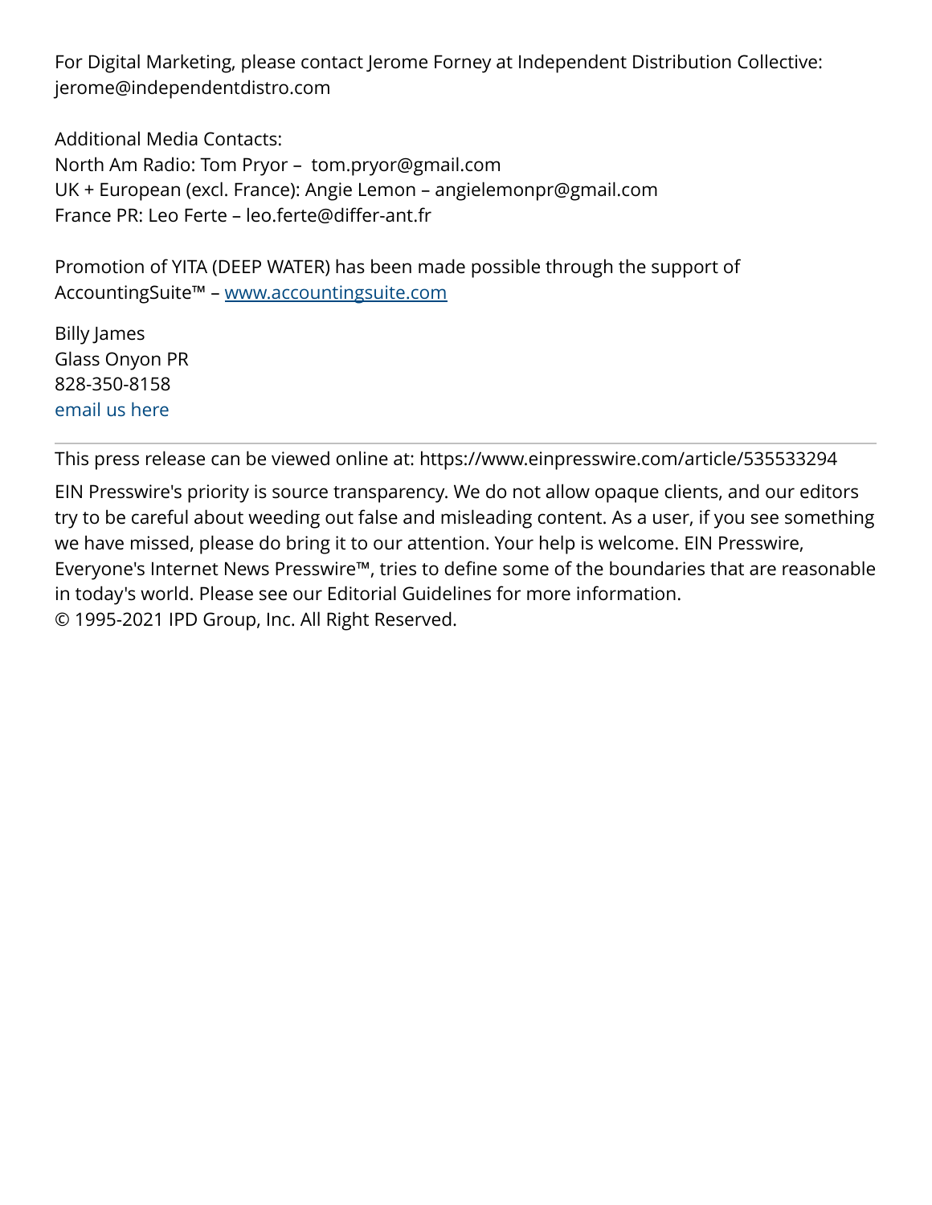For Digital Marketing, please contact Jerome Forney at Independent Distribution Collective: jerome@independentdistro.com

Additional Media Contacts:
North Am Radio: Tom Pryor – tom.pryor@gmail.com
UK + European (excl. France): Angie Lemon – angielemonpr@gmail.com
France PR: Leo Ferte – leo.ferte@differ-ant.fr

Promotion of YITA (DEEP WATER) has been made possible through the support of AccountingSuite™ – [www.accountingsuite.com](http://www.accountingsuite.com)

Billy James
Glass Onyon PR
828-350-8158
email us here

---

This press release can be viewed online at: https://www.einpresswire.com/article/535533294

EIN Presswire's priority is source transparency. We do not allow opaque clients, and our editors try to be careful about weeding out false and misleading content. As a user, if you see something we have missed, please do bring it to our attention. Your help is welcome. EIN Presswire, Everyone's Internet News Presswire™, tries to define some of the boundaries that are reasonable in today's world. Please see our Editorial Guidelines for more information.
© 1995-2021 IPD Group, Inc. All Right Reserved.